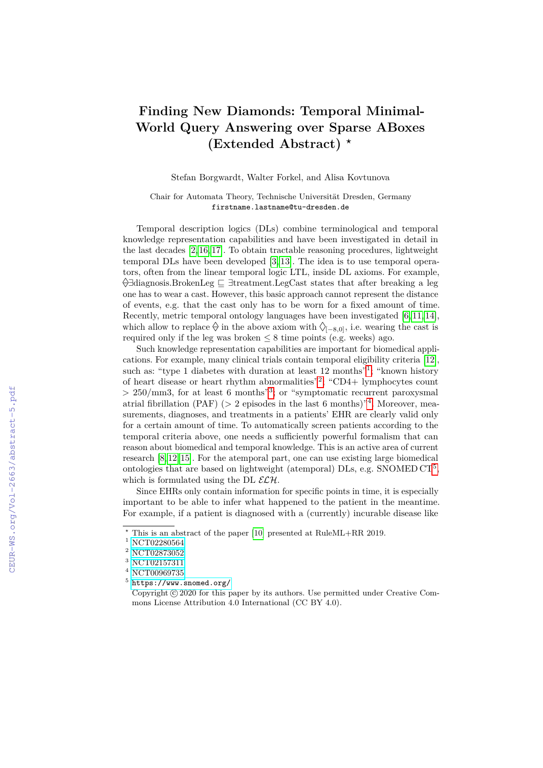# Finding New Diamonds: Temporal Minimal-World Query Answering over Sparse ABoxes (Extended Abstract) *

Stefan Borgwardt, Walter Forkel, and Alisa Kovtunova

Chair for Automata Theory, Technische Universität Dresden, Germany
firstname.lastname@tu-dresden.de

Temporal description logics (DLs) combine terminological and temporal knowledge representation capabilities and have been investigated in detail in the last decades [2,16,17]. To obtain tractable reasoning procedures, lightweight temporal DLs have been developed [3,13]. The idea is to use temporal operators, often from the linear temporal logic LTL, inside DL axioms. For example, $\diamondsuit\exists$diagnosis.BrokenLeg $\sqsubseteq \exists$treatment.LegCast states that after breaking a leg one has to wear a cast. However, this basic approach cannot represent the distance of events, e.g. that the cast only has to be worn for a fixed amount of time. Recently, metric temporal ontology languages have been investigated [6,11,14], which allow to replace $\diamondsuit$ in the above axiom with $\diamondsuit_{[-8,0]}$, i.e. wearing the cast is required only if the leg was broken $\leq 8$ time points (e.g. weeks) ago.

Such knowledge representation capabilities are important for biomedical applications. For example, many clinical trials contain temporal eligibility criteria [12], such as: "type 1 diabetes with duration at least 12 months"[1]; "known history of heart disease or heart rhythm abnormalities"[2]; "CD4+ lymphocytes count $> 250$/mm3, for at least 6 months"[3]; or "symptomatic recurrent paroxysmal atrial fibrillation (PAF) ($> 2$ episodes in the last 6 months)"[4]. Moreover, measurements, diagnoses, and treatments in a patients' EHR are clearly valid only for a certain amount of time. To automatically screen patients according to the temporal criteria above, one needs a sufficiently powerful formalism that can reason about biomedical and temporal knowledge. This is an active area of current research [8,12,15]. For the atemporal part, one can use existing large biomedical ontologies that are based on lightweight (atemporal) DLs, e.g. SNOMED CT[5], which is formulated using the DL $\mathcal{ELH}$.

Since EHRs only contain information for specific points in time, it is especially important to be able to infer what happened to the patient in the meantime. For example, if a patient is diagnosed with a (currently) incurable disease like

---

* This is an abstract of the paper [10] presented at RuleML+RR 2019.

[1] NCT02280564

[2] NCT02873052

[3] NCT02157311

[4] NCT00969735

[5] https://www.snomed.org/

Copyright © 2020 for this paper by its authors. Use permitted under Creative Commons License Attribution 4.0 International (CC BY 4.0).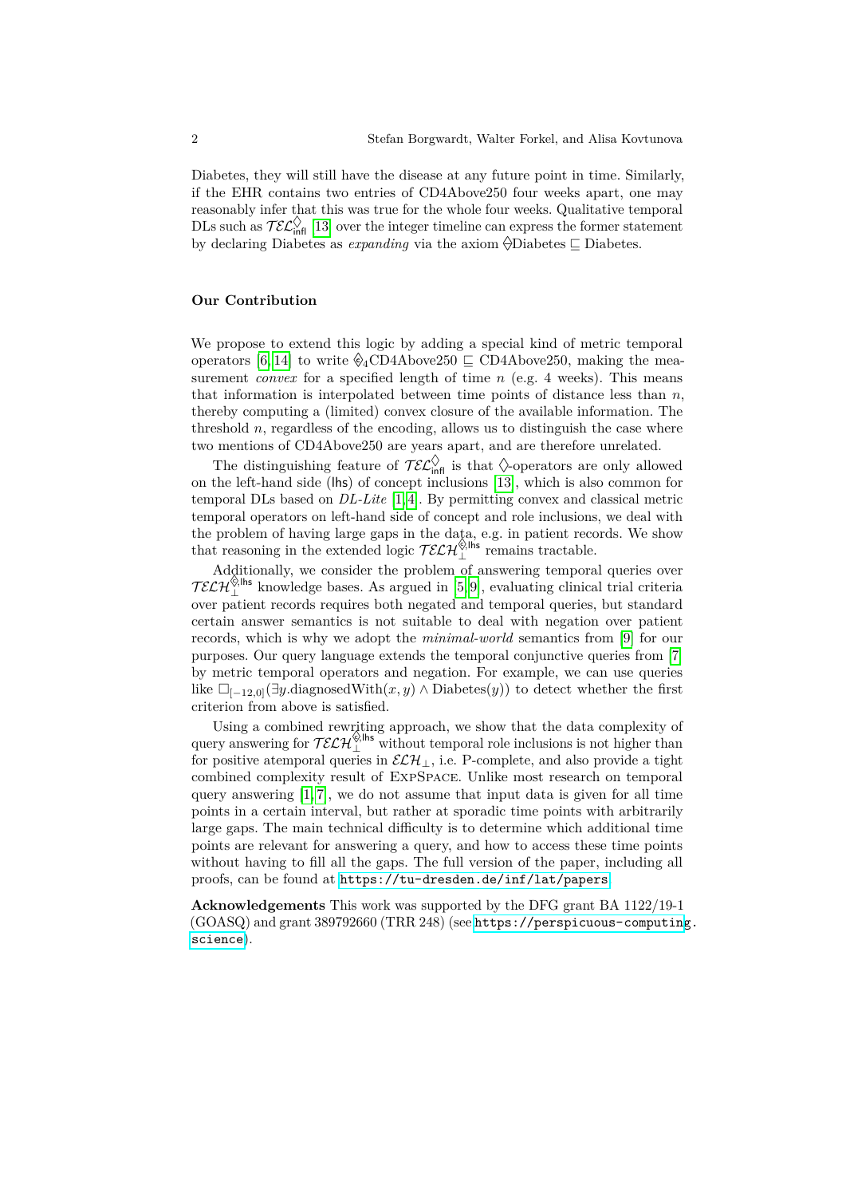Diabetes, they will still have the disease at any future point in time. Similarly, if the EHR contains two entries of CD4Above250 four weeks apart, one may reasonably infer that this was true for the whole four weeks. Qualitative temporal DLs such as $\mathcal{TEL}^{\Diamond}_{\mathsf{infl}}$ [13] over the integer timeline can express the former statement by declaring Diabetes as *expanding* via the axiom $\Diamond$Diabetes $\sqsubseteq$ Diabetes.

### Our Contribution

We propose to extend this logic by adding a special kind of metric temporal operators [6,14] to write $\Diamond_4$CD4Above250 $\sqsubseteq$ CD4Above250, making the measurement *convex* for a specified length of time $n$ (e.g. 4 weeks). This means that information is interpolated between time points of distance less than $n$, thereby computing a (limited) convex closure of the available information. The threshold $n$, regardless of the encoding, allows us to distinguish the case where two mentions of CD4Above250 are years apart, and are therefore unrelated.

The distinguishing feature of $\mathcal{TEL}^{\Diamond}_{\mathsf{infl}}$ is that $\Diamond$-operators are only allowed on the left-hand side (lhs) of concept inclusions [13], which is also common for temporal DLs based on *DL-Lite* [1,4]. By permitting convex and classical metric temporal operators on left-hand side of concept and role inclusions, we deal with the problem of having large gaps in the data, e.g. in patient records. We show that reasoning in the extended logic $\mathcal{TELH}^{\Diamond,\mathsf{lhs}}_{\bot}$ remains tractable.

Additionally, we consider the problem of answering temporal queries over $\mathcal{TELH}^{\Diamond,\mathsf{lhs}}_{\bot}$ knowledge bases. As argued in [5,9], evaluating clinical trial criteria over patient records requires both negated and temporal queries, but standard certain answer semantics is not suitable to deal with negation over patient records, which is why we adopt the *minimal-world* semantics from [9] for our purposes. Our query language extends the temporal conjunctive queries from [7] by metric temporal operators and negation. For example, we can use queries like $\Box_{[-12,0]}(\exists y.\text{diagnosedWith}(x,y) \land \text{Diabetes}(y))$ to detect whether the first criterion from above is satisfied.

Using a combined rewriting approach, we show that the data complexity of query answering for $\mathcal{TELH}^{\Diamond,\mathsf{lhs}}_{\bot}$ without temporal role inclusions is not higher than for positive atemporal queries in $\mathcal{ELH}_{\bot}$, i.e. P-complete, and also provide a tight combined complexity result of ExpSpace. Unlike most research on temporal query answering [1,7], we do not assume that input data is given for all time points in a certain interval, but rather at sporadic time points with arbitrarily large gaps. The main technical difficulty is to determine which additional time points are relevant for answering a query, and how to access these time points without having to fill all the gaps. The full version of the paper, including all proofs, can be found at https://tu-dresden.de/inf/lat/papers.

**Acknowledgements** This work was supported by the DFG grant BA 1122/19-1 (GOASQ) and grant 389792660 (TRR 248) (see https://perspicuous-computing.science).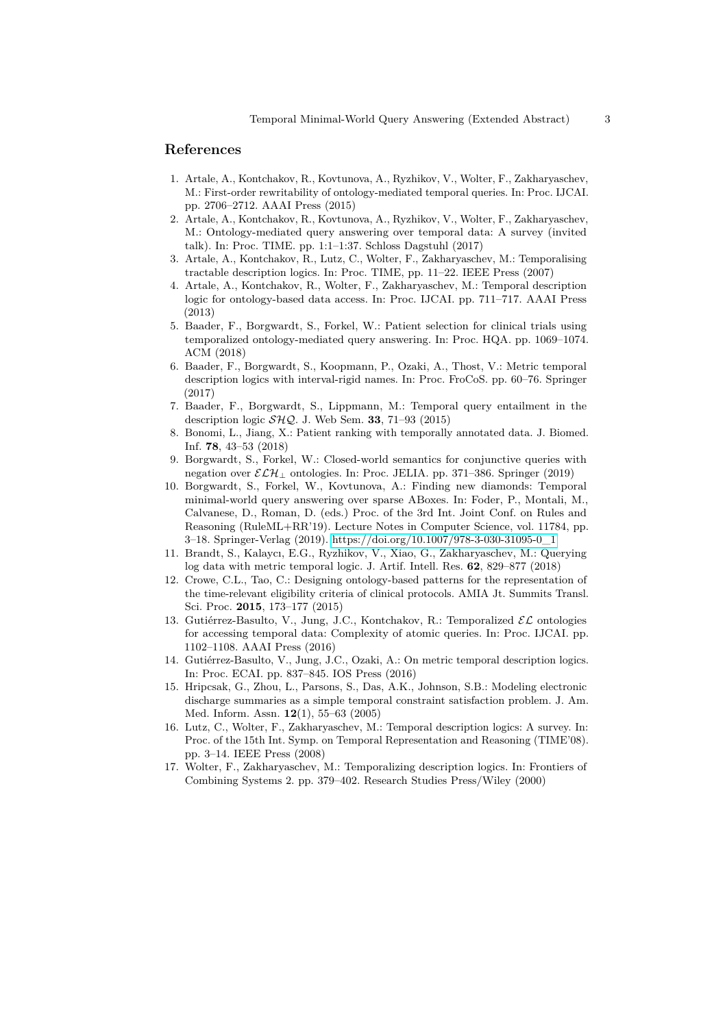## References

1. Artale, A., Kontchakov, R., Kovtunova, A., Ryzhikov, V., Wolter, F., Zakharyaschev, M.: First-order rewritability of ontology-mediated temporal queries. In: Proc. IJCAI. pp. 2706–2712. AAAI Press (2015)
2. Artale, A., Kontchakov, R., Kovtunova, A., Ryzhikov, V., Wolter, F., Zakharyaschev, M.: Ontology-mediated query answering over temporal data: A survey (invited talk). In: Proc. TIME. pp. 1:1–1:37. Schloss Dagstuhl (2017)
3. Artale, A., Kontchakov, R., Lutz, C., Wolter, F., Zakharyaschev, M.: Temporalising tractable description logics. In: Proc. TIME, pp. 11–22. IEEE Press (2007)
4. Artale, A., Kontchakov, R., Wolter, F., Zakharyaschev, M.: Temporal description logic for ontology-based data access. In: Proc. IJCAI. pp. 711–717. AAAI Press (2013)
5. Baader, F., Borgwardt, S., Forkel, W.: Patient selection for clinical trials using temporalized ontology-mediated query answering. In: Proc. HQA. pp. 1069–1074. ACM (2018)
6. Baader, F., Borgwardt, S., Koopmann, P., Ozaki, A., Thost, V.: Metric temporal description logics with interval-rigid names. In: Proc. FroCoS. pp. 60–76. Springer (2017)
7. Baader, F., Borgwardt, S., Lippmann, M.: Temporal query entailment in the description logic $\mathcal{SHQ}$. J. Web Sem. **33**, 71–93 (2015)
8. Bonomi, L., Jiang, X.: Patient ranking with temporally annotated data. J. Biomed. Inf. **78**, 43–53 (2018)
9. Borgwardt, S., Forkel, W.: Closed-world semantics for conjunctive queries with negation over $\mathcal{ELH}_\bot$ ontologies. In: Proc. JELIA. pp. 371–386. Springer (2019)
10. Borgwardt, S., Forkel, W., Kovtunova, A.: Finding new diamonds: Temporal minimal-world query answering over sparse ABoxes. In: Foder, P., Montali, M., Calvanese, D., Roman, D. (eds.) Proc. of the 3rd Int. Joint Conf. on Rules and Reasoning (RuleML+RR'19). Lecture Notes in Computer Science, vol. 11784, pp. 3–18. Springer-Verlag (2019). https://doi.org/10.1007/978-3-030-31095-0_1
11. Brandt, S., Kalaycı, E.G., Ryzhikov, V., Xiao, G., Zakharyaschev, M.: Querying log data with metric temporal logic. J. Artif. Intell. Res. **62**, 829–877 (2018)
12. Crowe, C.L., Tao, C.: Designing ontology-based patterns for the representation of the time-relevant eligibility criteria of clinical protocols. AMIA Jt. Summits Transl. Sci. Proc. **2015**, 173–177 (2015)
13. Gutiérrez-Basulto, V., Jung, J.C., Kontchakov, R.: Temporalized $\mathcal{EL}$ ontologies for accessing temporal data: Complexity of atomic queries. In: Proc. IJCAI. pp. 1102–1108. AAAI Press (2016)
14. Gutiérrez-Basulto, V., Jung, J.C., Ozaki, A.: On metric temporal description logics. In: Proc. ECAI. pp. 837–845. IOS Press (2016)
15. Hripcsak, G., Zhou, L., Parsons, S., Das, A.K., Johnson, S.B.: Modeling electronic discharge summaries as a simple temporal constraint satisfaction problem. J. Am. Med. Inform. Assn. **12**(1), 55–63 (2005)
16. Lutz, C., Wolter, F., Zakharyaschev, M.: Temporal description logics: A survey. In: Proc. of the 15th Int. Symp. on Temporal Representation and Reasoning (TIME'08). pp. 3–14. IEEE Press (2008)
17. Wolter, F., Zakharyaschev, M.: Temporalizing description logics. In: Frontiers of Combining Systems 2. pp. 379–402. Research Studies Press/Wiley (2000)